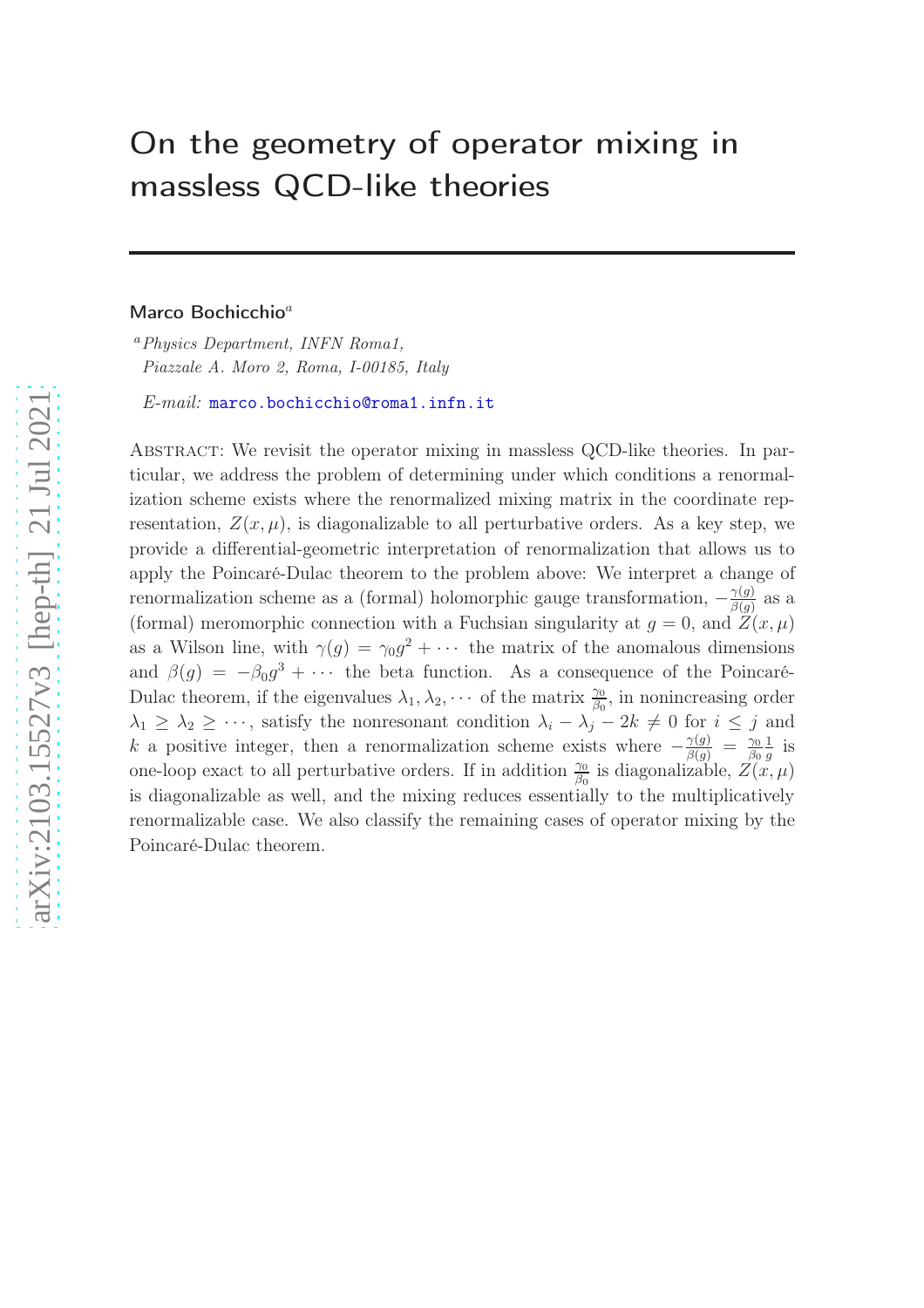# On the geometry of operator mixing in massless QCD-like theories

**Marco Bochicchio**[a]

[a] *Physics Department, INFN Roma1,*
*Piazzale A. Moro 2, Roma, I-00185, Italy*

*E-mail:* marco.bochicchio@roma1.infn.it

Abstract: We revisit the operator mixing in massless QCD-like theories. In particular, we address the problem of determining under which conditions a renormalization scheme exists where the renormalized mixing matrix in the coordinate representation, $Z(x, \mu)$, is diagonalizable to all perturbative orders. As a key step, we provide a differential-geometric interpretation of renormalization that allows us to apply the Poincaré-Dulac theorem to the problem above: We interpret a change of renormalization scheme as a (formal) holomorphic gauge transformation, $-\frac{\gamma(g)}{\beta(g)}$ as a (formal) meromorphic connection with a Fuchsian singularity at $g = 0$, and $Z(x, \mu)$ as a Wilson line, with $\gamma(g) = \gamma_0 g^2 + \cdots$ the matrix of the anomalous dimensions and $\beta(g) = -\beta_0 g^3 + \cdots$ the beta function. As a consequence of the Poincaré-Dulac theorem, if the eigenvalues $\lambda_1, \lambda_2, \cdots$ of the matrix $\frac{\gamma_0}{\beta_0}$, in nonincreasing order $\lambda_1 \geq \lambda_2 \geq \cdots$, satisfy the nonresonant condition $\lambda_i - \lambda_j - 2k \neq 0$ for $i \leq j$ and $k$ a positive integer, then a renormalization scheme exists where $-\frac{\gamma(g)}{\beta(g)} = \frac{\gamma_0}{\beta_0}\frac{1}{g}$ is one-loop exact to all perturbative orders. If in addition $\frac{\gamma_0}{\beta_0}$ is diagonalizable, $Z(x, \mu)$ is diagonalizable as well, and the mixing reduces essentially to the multiplicatively renormalizable case. We also classify the remaining cases of operator mixing by the Poincaré-Dulac theorem.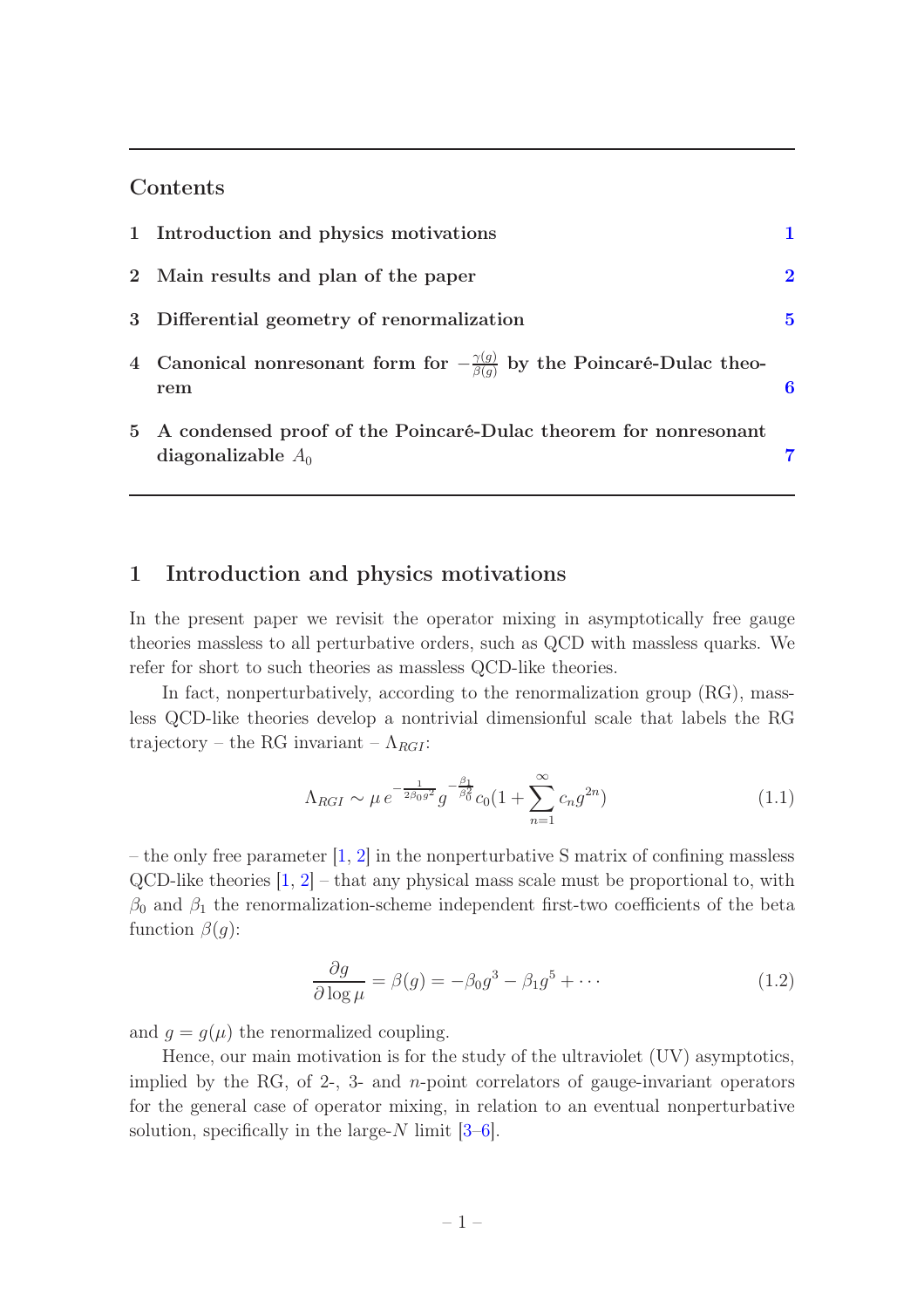## Contents

1 Introduction and physics motivations 1

2 Main results and plan of the paper 2

3 Differential geometry of renormalization 5

4 Canonical nonresonant form for $-\frac{\gamma(g)}{\beta(g)}$ by the Poincaré-Dulac theorem 6

5 A condensed proof of the Poincaré-Dulac theorem for nonresonant diagonalizable $A_0$ 7

# 1 Introduction and physics motivations

In the present paper we revisit the operator mixing in asymptotically free gauge theories massless to all perturbative orders, such as QCD with massless quarks. We refer for short to such theories as massless QCD-like theories.

In fact, nonperturbatively, according to the renormalization group (RG), massless QCD-like theories develop a nontrivial dimensionful scale that labels the RG trajectory – the RG invariant – $\Lambda_{RGI}$:

$$\Lambda_{RGI} \sim \mu\, e^{-\frac{1}{2\beta_0 g^2}} g^{-\frac{\beta_1}{\beta_0^2}} c_0 (1 + \sum_{n=1}^{\infty} c_n g^{2n}) \tag{1.1}$$

– the only free parameter [1, 2] in the nonperturbative S matrix of confining massless QCD-like theories [1, 2] – that any physical mass scale must be proportional to, with $\beta_0$ and $\beta_1$ the renormalization-scheme independent first-two coefficients of the beta function $\beta(g)$:

$$\frac{\partial g}{\partial \log \mu} = \beta(g) = -\beta_0 g^3 - \beta_1 g^5 + \cdots \tag{1.2}$$

and $g = g(\mu)$ the renormalized coupling.

Hence, our main motivation is for the study of the ultraviolet (UV) asymptotics, implied by the RG, of 2-, 3- and $n$-point correlators of gauge-invariant operators for the general case of operator mixing, in relation to an eventual nonperturbative solution, specifically in the large-$N$ limit [3–6].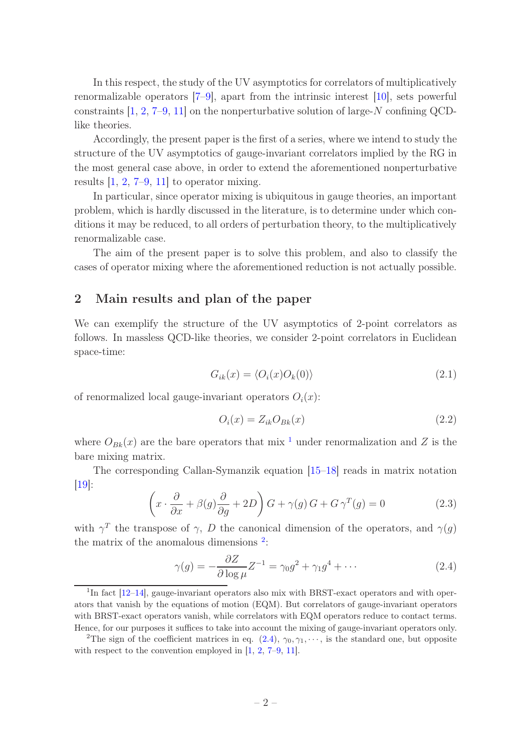In this respect, the study of the UV asymptotics for correlators of multiplicatively renormalizable operators [7–9], apart from the intrinsic interest [10], sets powerful constraints [1, 2, 7–9, 11] on the nonperturbative solution of large-$N$ confining QCD-like theories.

Accordingly, the present paper is the first of a series, where we intend to study the structure of the UV asymptotics of gauge-invariant correlators implied by the RG in the most general case above, in order to extend the aforementioned nonperturbative results [1, 2, 7–9, 11] to operator mixing.

In particular, since operator mixing is ubiquitous in gauge theories, an important problem, which is hardly discussed in the literature, is to determine under which conditions it may be reduced, to all orders of perturbation theory, to the multiplicatively renormalizable case.

The aim of the present paper is to solve this problem, and also to classify the cases of operator mixing where the aforementioned reduction is not actually possible.

## 2 Main results and plan of the paper

We can exemplify the structure of the UV asymptotics of 2-point correlators as follows. In massless QCD-like theories, we consider 2-point correlators in Euclidean space-time:

$$G_{ik}(x) = \langle O_i(x) O_k(0) \rangle \tag{2.1}$$

of renormalized local gauge-invariant operators $O_i(x)$:

$$O_i(x) = Z_{ik} O_{Bk}(x) \tag{2.2}$$

where $O_{Bk}(x)$ are the bare operators that mix [1] under renormalization and $Z$ is the bare mixing matrix.

The corresponding Callan-Symanzik equation [15–18] reads in matrix notation [19]:

$$\left( x \cdot \frac{\partial}{\partial x} + \beta(g) \frac{\partial}{\partial g} + 2D \right) G + \gamma(g)\, G + G\, \gamma^T(g) = 0 \tag{2.3}$$

with $\gamma^T$ the transpose of $\gamma$, $D$ the canonical dimension of the operators, and $\gamma(g)$ the matrix of the anomalous dimensions [2]:

$$\gamma(g) = -\frac{\partial Z}{\partial \log \mu} Z^{-1} = \gamma_0 g^2 + \gamma_1 g^4 + \cdots \tag{2.4}$$

[1] In fact [12–14], gauge-invariant operators also mix with BRST-exact operators and with operators that vanish by the equations of motion (EQM). But correlators of gauge-invariant operators with BRST-exact operators vanish, while correlators with EQM operators reduce to contact terms. Hence, for our purposes it suffices to take into account the mixing of gauge-invariant operators only.

[2] The sign of the coefficient matrices in eq. (2.4), $\gamma_0, \gamma_1, \cdots$, is the standard one, but opposite with respect to the convention employed in [1, 2, 7–9, 11].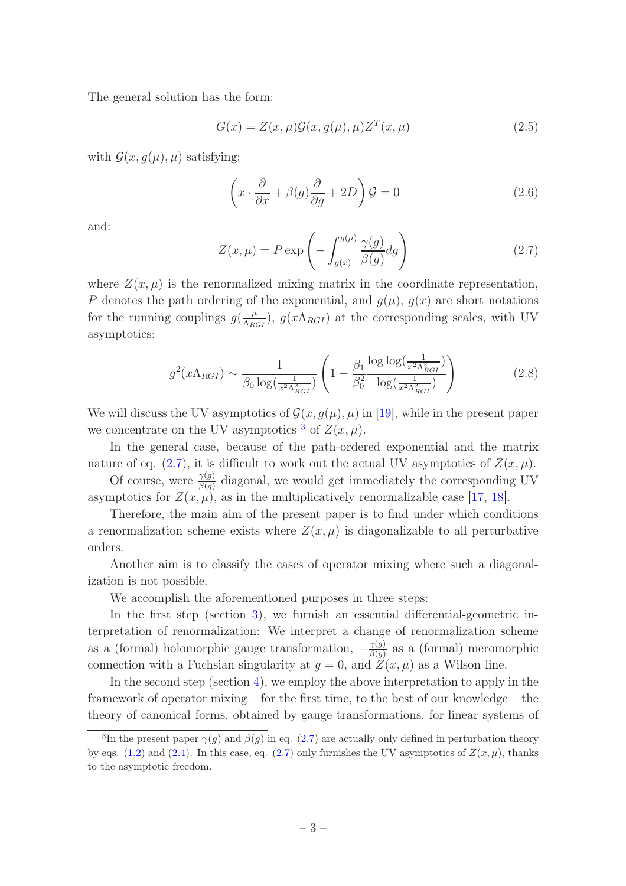The general solution has the form:

$$G(x) = Z(x, \mu)\mathcal{G}(x, g(\mu), \mu)Z^T(x, \mu) \tag{2.5}$$

with $\mathcal{G}(x, g(\mu), \mu)$ satisfying:

$$\left( x \cdot \frac{\partial}{\partial x} + \beta(g)\frac{\partial}{\partial g} + 2D \right) \mathcal{G} = 0 \tag{2.6}$$

and:

$$Z(x, \mu) = P \exp\left( -\int_{g(x)}^{g(\mu)} \frac{\gamma(g)}{\beta(g)} dg \right) \tag{2.7}$$

where $Z(x, \mu)$ is the renormalized mixing matrix in the coordinate representation, $P$ denotes the path ordering of the exponential, and $g(\mu)$, $g(x)$ are short notations for the running couplings $g(\frac{\mu}{\Lambda_{RGI}})$, $g(x\Lambda_{RGI})$ at the corresponding scales, with UV asymptotics:

$$g^2(x\Lambda_{RGI}) \sim \frac{1}{\beta_0 \log(\frac{1}{x^2\Lambda_{RGI}^2})} \left( 1 - \frac{\beta_1}{\beta_0^2} \frac{\log\log(\frac{1}{x^2\Lambda_{RGI}^2})}{\log(\frac{1}{x^2\Lambda_{RGI}^2})} \right) \tag{2.8}$$

We will discuss the UV asymptotics of $\mathcal{G}(x, g(\mu), \mu)$ in [19], while in the present paper we concentrate on the UV asymptotics [3] of $Z(x, \mu)$.

In the general case, because of the path-ordered exponential and the matrix nature of eq. (2.7), it is difficult to work out the actual UV asymptotics of $Z(x, \mu)$.

Of course, were $\frac{\gamma(g)}{\beta(g)}$ diagonal, we would get immediately the corresponding UV asymptotics for $Z(x, \mu)$, as in the multiplicatively renormalizable case [17, 18].

Therefore, the main aim of the present paper is to find under which conditions a renormalization scheme exists where $Z(x, \mu)$ is diagonalizable to all perturbative orders.

Another aim is to classify the cases of operator mixing where such a diagonalization is not possible.

We accomplish the aforementioned purposes in three steps:

In the first step (section 3), we furnish an essential differential-geometric interpretation of renormalization: We interpret a change of renormalization scheme as a (formal) holomorphic gauge transformation, $-\frac{\gamma(g)}{\beta(g)}$ as a (formal) meromorphic connection with a Fuchsian singularity at $g = 0$, and $Z(x, \mu)$ as a Wilson line.

In the second step (section 4), we employ the above interpretation to apply in the framework of operator mixing – for the first time, to the best of our knowledge – the theory of canonical forms, obtained by gauge transformations, for linear systems of

[3] In the present paper $\gamma(g)$ and $\beta(g)$ in eq. (2.7) are actually only defined in perturbation theory by eqs. (1.2) and (2.4). In this case, eq. (2.7) only furnishes the UV asymptotics of $Z(x, \mu)$, thanks to the asymptotic freedom.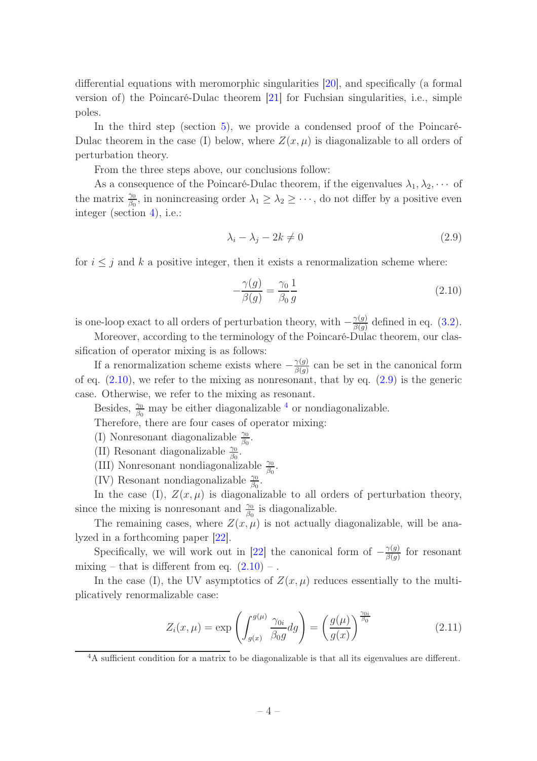differential equations with meromorphic singularities [20], and specifically (a formal version of) the Poincaré-Dulac theorem [21] for Fuchsian singularities, i.e., simple poles.

In the third step (section 5), we provide a condensed proof of the Poincaré-Dulac theorem in the case (I) below, where $Z(x, \mu)$ is diagonalizable to all orders of perturbation theory.

From the three steps above, our conclusions follow:

As a consequence of the Poincaré-Dulac theorem, if the eigenvalues $\lambda_1, \lambda_2, \cdots$ of the matrix $\frac{\gamma_0}{\beta_0}$, in nonincreasing order $\lambda_1 \geq \lambda_2 \geq \cdots$, do not differ by a positive even integer (section 4), i.e.:

$$\lambda_i - \lambda_j - 2k \neq 0 \tag{2.9}$$

for $i \leq j$ and $k$ a positive integer, then it exists a renormalization scheme where:

$$-\frac{\gamma(g)}{\beta(g)} = \frac{\gamma_0}{\beta_0}\frac{1}{g} \tag{2.10}$$

is one-loop exact to all orders of perturbation theory, with $-\frac{\gamma(g)}{\beta(g)}$ defined in eq. (3.2).

Moreover, according to the terminology of the Poincaré-Dulac theorem, our classification of operator mixing is as follows:

If a renormalization scheme exists where $-\frac{\gamma(g)}{\beta(g)}$ can be set in the canonical form of eq. (2.10), we refer to the mixing as nonresonant, that by eq. (2.9) is the generic case. Otherwise, we refer to the mixing as resonant.

Besides, $\frac{\gamma_0}{\beta_0}$ may be either diagonalizable [4] or nondiagonalizable.

Therefore, there are four cases of operator mixing:

(I) Nonresonant diagonalizable $\frac{\gamma_0}{\beta_0}$.

(II) Resonant diagonalizable $\frac{\gamma_0}{\beta_0}$.

(III) Nonresonant nondiagonalizable $\frac{\gamma_0}{\beta_0}$.

(IV) Resonant nondiagonalizable $\frac{\gamma_0}{\beta_0}$.

In the case (I), $Z(x, \mu)$ is diagonalizable to all orders of perturbation theory, since the mixing is nonresonant and $\frac{\gamma_0}{\beta_0}$ is diagonalizable.

The remaining cases, where $Z(x, \mu)$ is not actually diagonalizable, will be analyzed in a forthcoming paper [22].

Specifically, we will work out in [22] the canonical form of $-\frac{\gamma(g)}{\beta(g)}$ for resonant mixing – that is different from eq. (2.10) – .

In the case (I), the UV asymptotics of $Z(x, \mu)$ reduces essentially to the multiplicatively renormalizable case:

$$Z_i(x, \mu) = \exp\left(\int_{g(x)}^{g(\mu)} \frac{\gamma_{0i}}{\beta_0 g} dg\right) = \left(\frac{g(\mu)}{g(x)}\right)^{\frac{\gamma_{0i}}{\beta_0}} \tag{2.11}$$

[4] A sufficient condition for a matrix to be diagonalizable is that all its eigenvalues are different.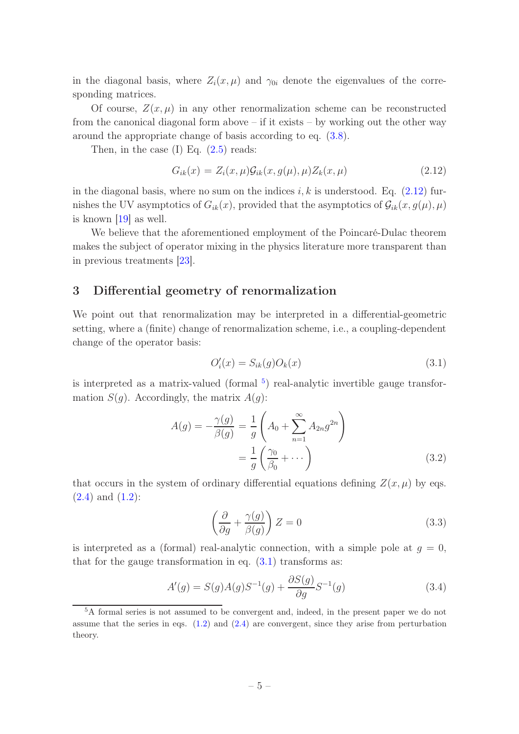in the diagonal basis, where $Z_i(x, \mu)$ and $\gamma_{0i}$ denote the eigenvalues of the corresponding matrices.

Of course, $Z(x, \mu)$ in any other renormalization scheme can be reconstructed from the canonical diagonal form above – if it exists – by working out the other way around the appropriate change of basis according to eq. (3.8).

Then, in the case (I) Eq. (2.5) reads:

$$G_{ik}(x) = Z_i(x, \mu)\mathcal{G}_{ik}(x, g(\mu), \mu)Z_k(x, \mu) \tag{2.12}$$

in the diagonal basis, where no sum on the indices $i, k$ is understood. Eq. (2.12) furnishes the UV asymptotics of $G_{ik}(x)$, provided that the asymptotics of $\mathcal{G}_{ik}(x, g(\mu), \mu)$ is known [19] as well.

We believe that the aforementioned employment of the Poincaré-Dulac theorem makes the subject of operator mixing in the physics literature more transparent than in previous treatments [23].

## 3 Differential geometry of renormalization

We point out that renormalization may be interpreted in a differential-geometric setting, where a (finite) change of renormalization scheme, i.e., a coupling-dependent change of the operator basis:

$$O'_i(x) = S_{ik}(g)O_k(x) \tag{3.1}$$

is interpreted as a matrix-valued (formal [5]) real-analytic invertible gauge transformation $S(g)$. Accordingly, the matrix $A(g)$:

$$\begin{aligned} A(g) = -\frac{\gamma(g)}{\beta(g)} &= \frac{1}{g}\left(A_0 + \sum_{n=1}^{\infty} A_{2n} g^{2n}\right) \\ &= \frac{1}{g}\left(\frac{\gamma_0}{\beta_0} + \cdots\right) \end{aligned} \tag{3.2}$$

that occurs in the system of ordinary differential equations defining $Z(x, \mu)$ by eqs. (2.4) and (1.2):

$$\left(\frac{\partial}{\partial g} + \frac{\gamma(g)}{\beta(g)}\right) Z = 0 \tag{3.3}$$

is interpreted as a (formal) real-analytic connection, with a simple pole at $g = 0$, that for the gauge transformation in eq. (3.1) transforms as:

$$A'(g) = S(g)A(g)S^{-1}(g) + \frac{\partial S(g)}{\partial g}S^{-1}(g) \tag{3.4}$$

[5] A formal series is not assumed to be convergent and, indeed, in the present paper we do not assume that the series in eqs. (1.2) and (2.4) are convergent, since they arise from perturbation theory.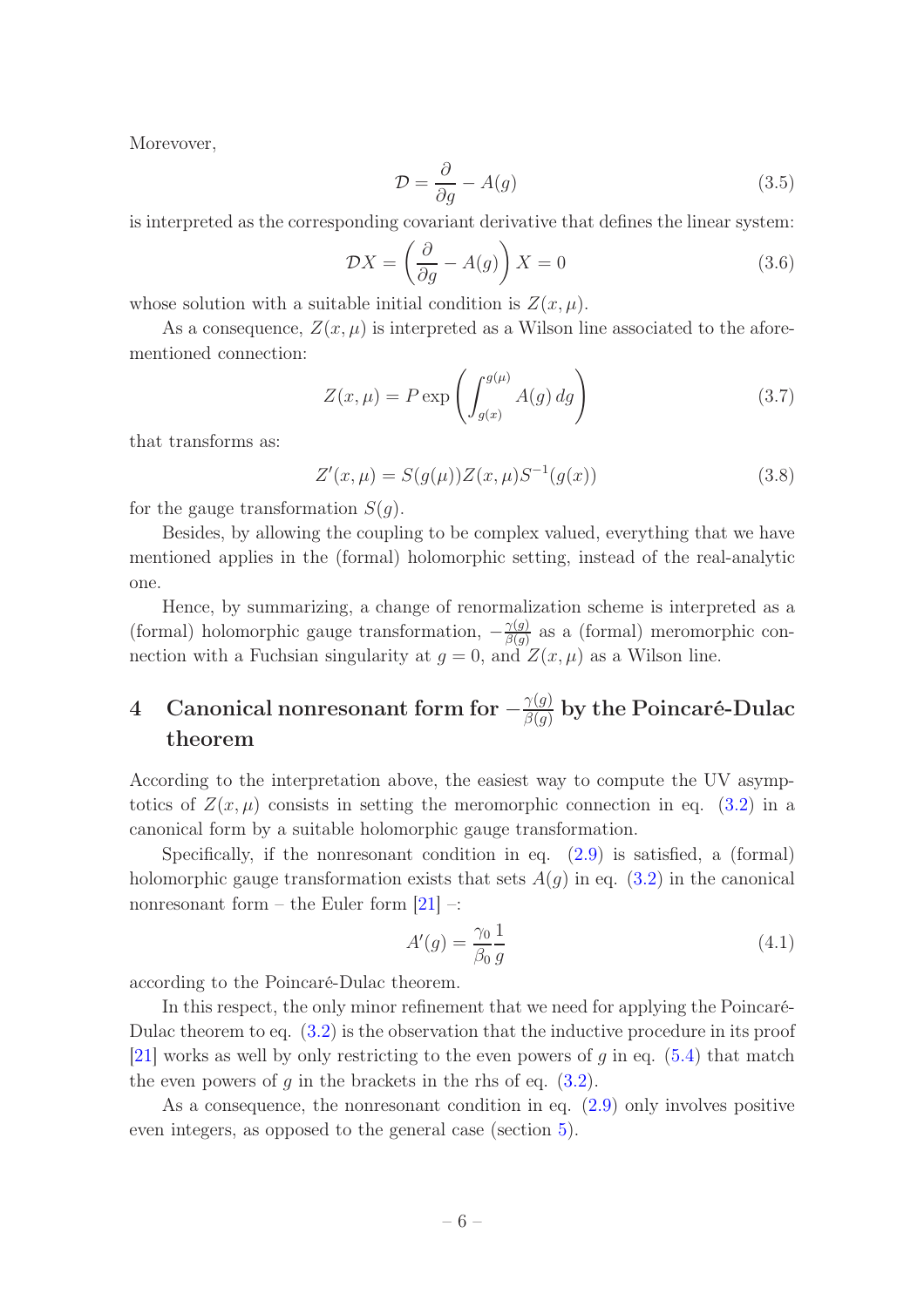Morevover,

$$\mathcal{D} = \frac{\partial}{\partial g} - A(g) \tag{3.5}$$

is interpreted as the corresponding covariant derivative that defines the linear system:

$$\mathcal{D}X = \left(\frac{\partial}{\partial g} - A(g)\right) X = 0 \tag{3.6}$$

whose solution with a suitable initial condition is $Z(x, \mu)$.

As a consequence, $Z(x, \mu)$ is interpreted as a Wilson line associated to the aforementioned connection:

$$Z(x, \mu) = P \exp\left(\int_{g(x)}^{g(\mu)} A(g)\, dg\right) \tag{3.7}$$

that transforms as:

$$Z'(x, \mu) = S(g(\mu))Z(x, \mu)S^{-1}(g(x)) \tag{3.8}$$

for the gauge transformation $S(g)$.

Besides, by allowing the coupling to be complex valued, everything that we have mentioned applies in the (formal) holomorphic setting, instead of the real-analytic one.

Hence, by summarizing, a change of renormalization scheme is interpreted as a (formal) holomorphic gauge transformation, $-\frac{\gamma(g)}{\beta(g)}$ as a (formal) meromorphic connection with a Fuchsian singularity at $g = 0$, and $Z(x, \mu)$ as a Wilson line.

# 4 Canonical nonresonant form for $-\frac{\gamma(g)}{\beta(g)}$ by the Poincaré-Dulac theorem

According to the interpretation above, the easiest way to compute the UV asymptotics of $Z(x, \mu)$ consists in setting the meromorphic connection in eq. (3.2) in a canonical form by a suitable holomorphic gauge transformation.

Specifically, if the nonresonant condition in eq. (2.9) is satisfied, a (formal) holomorphic gauge transformation exists that sets $A(g)$ in eq. (3.2) in the canonical nonresonant form – the Euler form [21] –:

$$A'(g) = \frac{\gamma_0}{\beta_0}\frac{1}{g} \tag{4.1}$$

according to the Poincaré-Dulac theorem.

In this respect, the only minor refinement that we need for applying the Poincaré-Dulac theorem to eq. (3.2) is the observation that the inductive procedure in its proof [21] works as well by only restricting to the even powers of $g$ in eq. (5.4) that match the even powers of $g$ in the brackets in the rhs of eq. (3.2).

As a consequence, the nonresonant condition in eq. (2.9) only involves positive even integers, as opposed to the general case (section 5).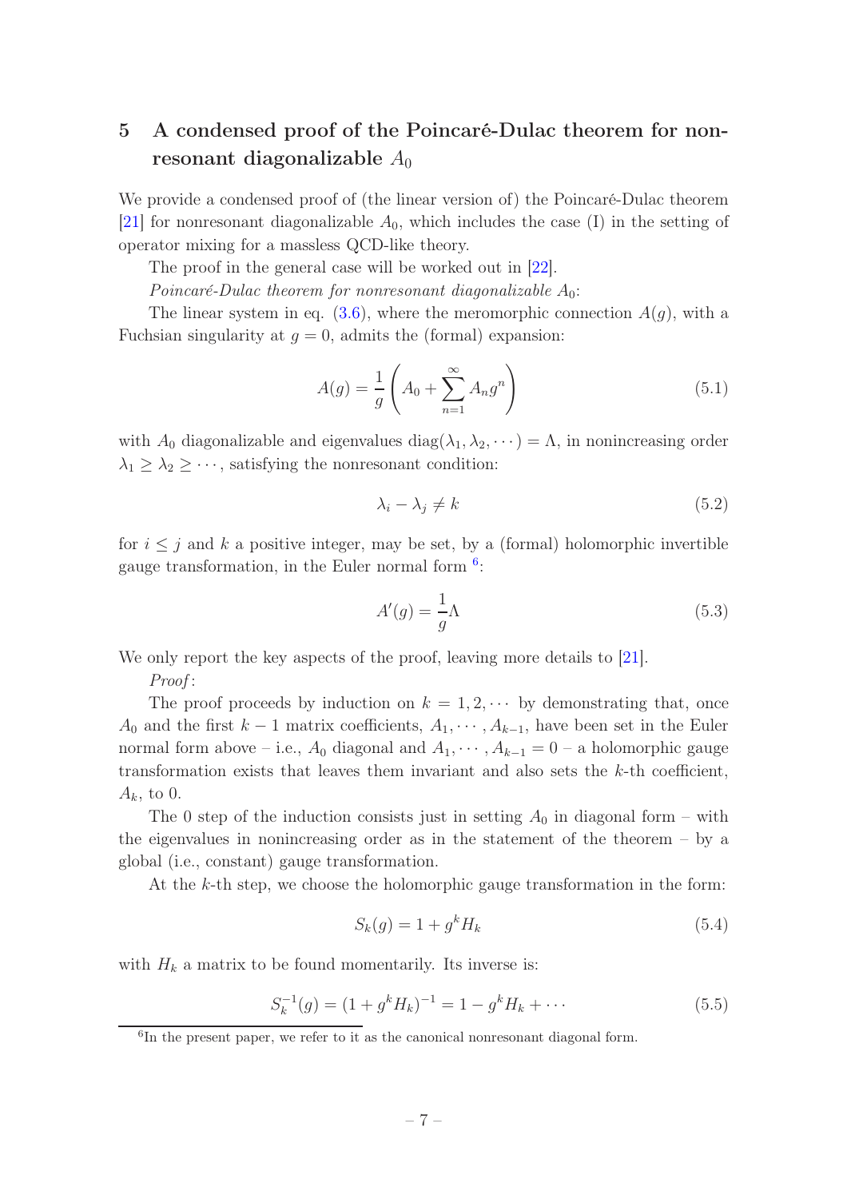## 5 A condensed proof of the Poincaré-Dulac theorem for nonresonant diagonalizable $A_0$

We provide a condensed proof of (the linear version of) the Poincaré-Dulac theorem [21] for nonresonant diagonalizable $A_0$, which includes the case (I) in the setting of operator mixing for a massless QCD-like theory.

The proof in the general case will be worked out in [22].

*Poincaré-Dulac theorem for nonresonant diagonalizable $A_0$*:

The linear system in eq. (3.6), where the meromorphic connection $A(g)$, with a Fuchsian singularity at $g = 0$, admits the (formal) expansion:

$$A(g) = \frac{1}{g}\left(A_0 + \sum_{n=1}^{\infty} A_n g^n\right) \tag{5.1}$$

with $A_0$ diagonalizable and eigenvalues $\text{diag}(\lambda_1, \lambda_2, \cdots) = \Lambda$, in nonincreasing order $\lambda_1 \geq \lambda_2 \geq \cdots$, satisfying the nonresonant condition:

$$\lambda_i - \lambda_j \neq k \tag{5.2}$$

for $i \leq j$ and $k$ a positive integer, may be set, by a (formal) holomorphic invertible gauge transformation, in the Euler normal form [6]:

$$A'(g) = \frac{1}{g}\Lambda \tag{5.3}$$

We only report the key aspects of the proof, leaving more details to [21].

*Proof*:

The proof proceeds by induction on $k = 1, 2, \cdots$ by demonstrating that, once $A_0$ and the first $k-1$ matrix coefficients, $A_1, \cdots, A_{k-1}$, have been set in the Euler normal form above – i.e., $A_0$ diagonal and $A_1, \cdots, A_{k-1} = 0$ – a holomorphic gauge transformation exists that leaves them invariant and also sets the $k$-th coefficient, $A_k$, to 0.

The 0 step of the induction consists just in setting $A_0$ in diagonal form – with the eigenvalues in nonincreasing order as in the statement of the theorem – by a global (i.e., constant) gauge transformation.

At the $k$-th step, we choose the holomorphic gauge transformation in the form:

$$S_k(g) = 1 + g^k H_k \tag{5.4}$$

with $H_k$ a matrix to be found momentarily. Its inverse is:

$$S_k^{-1}(g) = (1 + g^k H_k)^{-1} = 1 - g^k H_k + \cdots \tag{5.5}$$

[6] In the present paper, we refer to it as the canonical nonresonant diagonal form.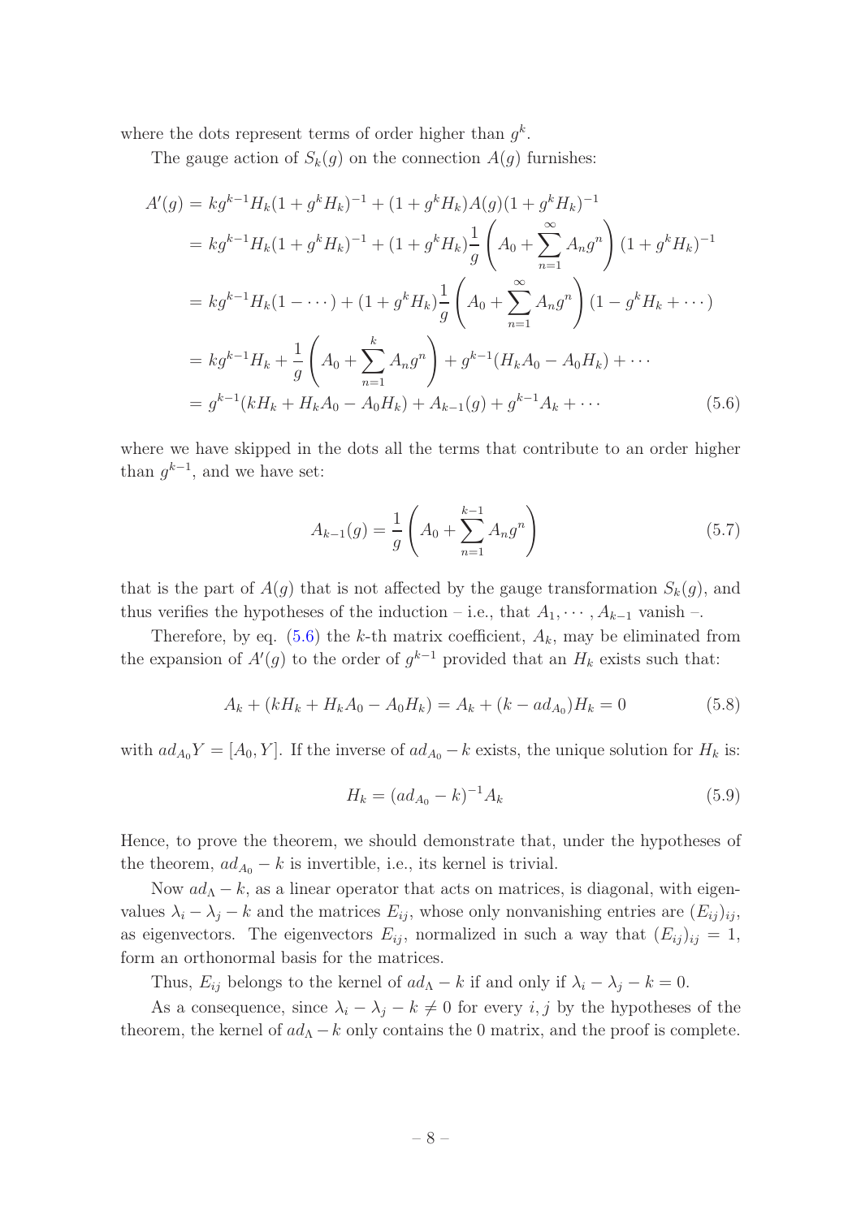where the dots represent terms of order higher than $g^k$.

The gauge action of $S_k(g)$ on the connection $A(g)$ furnishes:

$$
\begin{aligned}
A'(g) &= kg^{k-1}H_k(1+g^kH_k)^{-1} + (1+g^kH_k)A(g)(1+g^kH_k)^{-1} \\
&= kg^{k-1}H_k(1+g^kH_k)^{-1} + (1+g^kH_k)\frac{1}{g}\left(A_0 + \sum_{n=1}^{\infty} A_n g^n\right)(1+g^kH_k)^{-1} \\
&= kg^{k-1}H_k(1-\cdots) + (1+g^kH_k)\frac{1}{g}\left(A_0 + \sum_{n=1}^{\infty} A_n g^n\right)(1-g^kH_k+\cdots) \\
&= kg^{k-1}H_k + \frac{1}{g}\left(A_0 + \sum_{n=1}^{k} A_n g^n\right) + g^{k-1}(H_kA_0 - A_0H_k) + \cdots \\
&= g^{k-1}(kH_k + H_kA_0 - A_0H_k) + A_{k-1}(g) + g^{k-1}A_k + \cdots
\end{aligned}
\tag{5.6}
$$

where we have skipped in the dots all the terms that contribute to an order higher than $g^{k-1}$, and we have set:

$$
A_{k-1}(g) = \frac{1}{g}\left(A_0 + \sum_{n=1}^{k-1} A_n g^n\right) \tag{5.7}
$$

that is the part of $A(g)$ that is not affected by the gauge transformation $S_k(g)$, and thus verifies the hypotheses of the induction – i.e., that $A_1, \cdots, A_{k-1}$ vanish –.

Therefore, by eq. (5.6) the $k$-th matrix coefficient, $A_k$, may be eliminated from the expansion of $A'(g)$ to the order of $g^{k-1}$ provided that an $H_k$ exists such that:

$$
A_k + (kH_k + H_kA_0 - A_0H_k) = A_k + (k - ad_{A_0})H_k = 0 \tag{5.8}
$$

with $ad_{A_0}Y = [A_0, Y]$. If the inverse of $ad_{A_0} - k$ exists, the unique solution for $H_k$ is:

$$
H_k = (ad_{A_0} - k)^{-1} A_k \tag{5.9}
$$

Hence, to prove the theorem, we should demonstrate that, under the hypotheses of the theorem, $ad_{A_0} - k$ is invertible, i.e., its kernel is trivial.

Now $ad_\Lambda - k$, as a linear operator that acts on matrices, is diagonal, with eigenvalues $\lambda_i - \lambda_j - k$ and the matrices $E_{ij}$, whose only nonvanishing entries are $(E_{ij})_{ij}$, as eigenvectors. The eigenvectors $E_{ij}$, normalized in such a way that $(E_{ij})_{ij} = 1$, form an orthonormal basis for the matrices.

Thus, $E_{ij}$ belongs to the kernel of $ad_\Lambda - k$ if and only if $\lambda_i - \lambda_j - k = 0$.

As a consequence, since $\lambda_i - \lambda_j - k \neq 0$ for every $i, j$ by the hypotheses of the theorem, the kernel of $ad_\Lambda - k$ only contains the 0 matrix, and the proof is complete.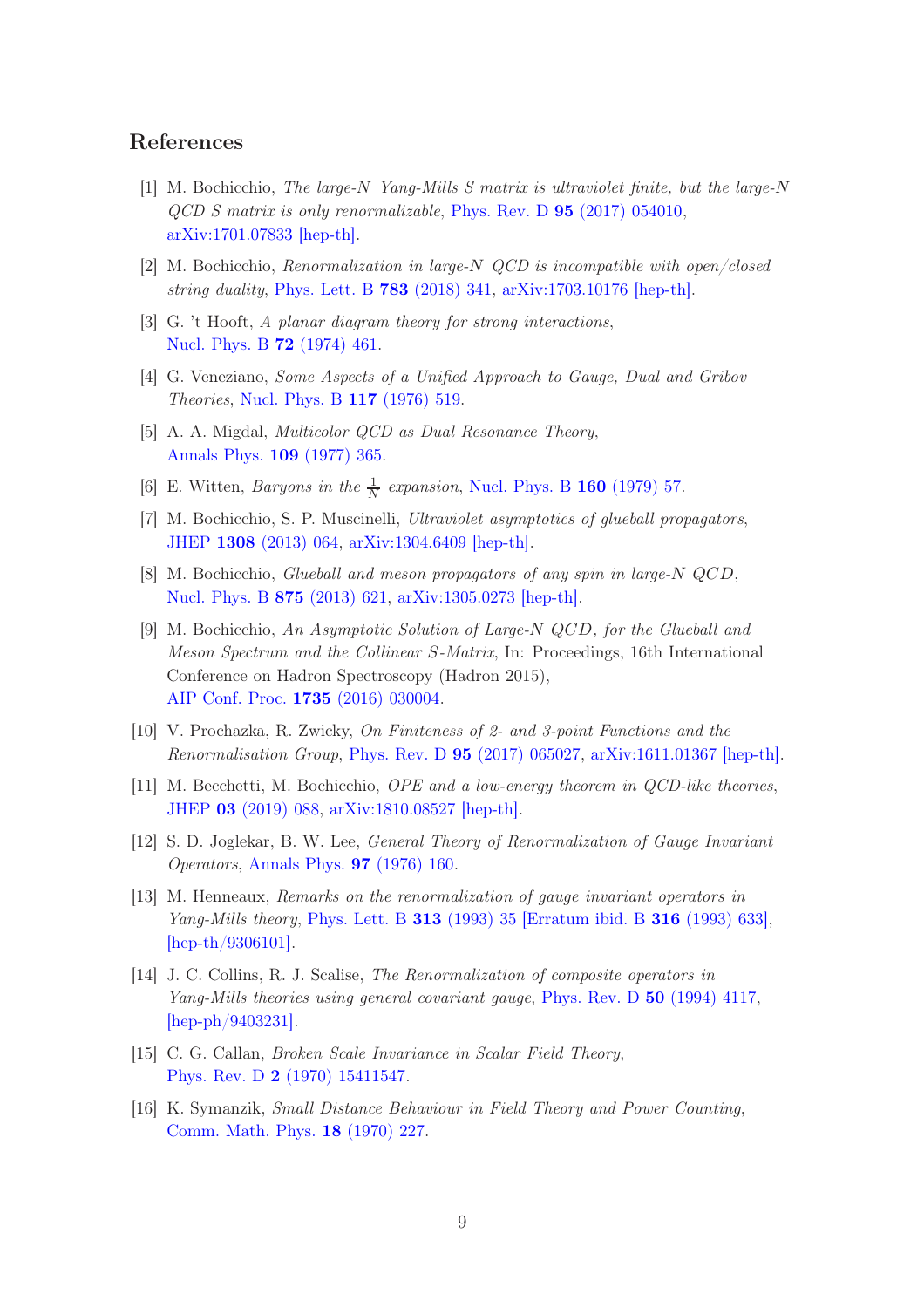## References

[1] M. Bochicchio, *The large-N Yang-Mills S matrix is ultraviolet finite, but the large-N QCD S matrix is only renormalizable*, Phys. Rev. D **95** (2017) 054010, arXiv:1701.07833 [hep-th].

[2] M. Bochicchio, *Renormalization in large-N QCD is incompatible with open/closed string duality*, Phys. Lett. B **783** (2018) 341, arXiv:1703.10176 [hep-th].

[3] G. 't Hooft, *A planar diagram theory for strong interactions*, Nucl. Phys. B **72** (1974) 461.

[4] G. Veneziano, *Some Aspects of a Unified Approach to Gauge, Dual and Gribov Theories*, Nucl. Phys. B **117** (1976) 519.

[5] A. A. Migdal, *Multicolor QCD as Dual Resonance Theory*, Annals Phys. **109** (1977) 365.

[6] E. Witten, *Baryons in the $\frac{1}{N}$ expansion*, Nucl. Phys. B **160** (1979) 57.

[7] M. Bochicchio, S. P. Muscinelli, *Ultraviolet asymptotics of glueball propagators*, JHEP **1308** (2013) 064, arXiv:1304.6409 [hep-th].

[8] M. Bochicchio, *Glueball and meson propagators of any spin in large-N QCD*, Nucl. Phys. B **875** (2013) 621, arXiv:1305.0273 [hep-th].

[9] M. Bochicchio, *An Asymptotic Solution of Large-N QCD, for the Glueball and Meson Spectrum and the Collinear S-Matrix*, In: Proceedings, 16th International Conference on Hadron Spectroscopy (Hadron 2015), AIP Conf. Proc. **1735** (2016) 030004.

[10] V. Prochazka, R. Zwicky, *On Finiteness of 2- and 3-point Functions and the Renormalisation Group*, Phys. Rev. D **95** (2017) 065027, arXiv:1611.01367 [hep-th].

[11] M. Becchetti, M. Bochicchio, *OPE and a low-energy theorem in QCD-like theories*, JHEP **03** (2019) 088, arXiv:1810.08527 [hep-th].

[12] S. D. Joglekar, B. W. Lee, *General Theory of Renormalization of Gauge Invariant Operators*, Annals Phys. **97** (1976) 160.

[13] M. Henneaux, *Remarks on the renormalization of gauge invariant operators in Yang-Mills theory*, Phys. Lett. B **313** (1993) 35 [Erratum ibid. B **316** (1993) 633], [hep-th/9306101].

[14] J. C. Collins, R. J. Scalise, *The Renormalization of composite operators in Yang-Mills theories using general covariant gauge*, Phys. Rev. D **50** (1994) 4117, [hep-ph/9403231].

[15] C. G. Callan, *Broken Scale Invariance in Scalar Field Theory*, Phys. Rev. D **2** (1970) 15411547.

[16] K. Symanzik, *Small Distance Behaviour in Field Theory and Power Counting*, Comm. Math. Phys. **18** (1970) 227.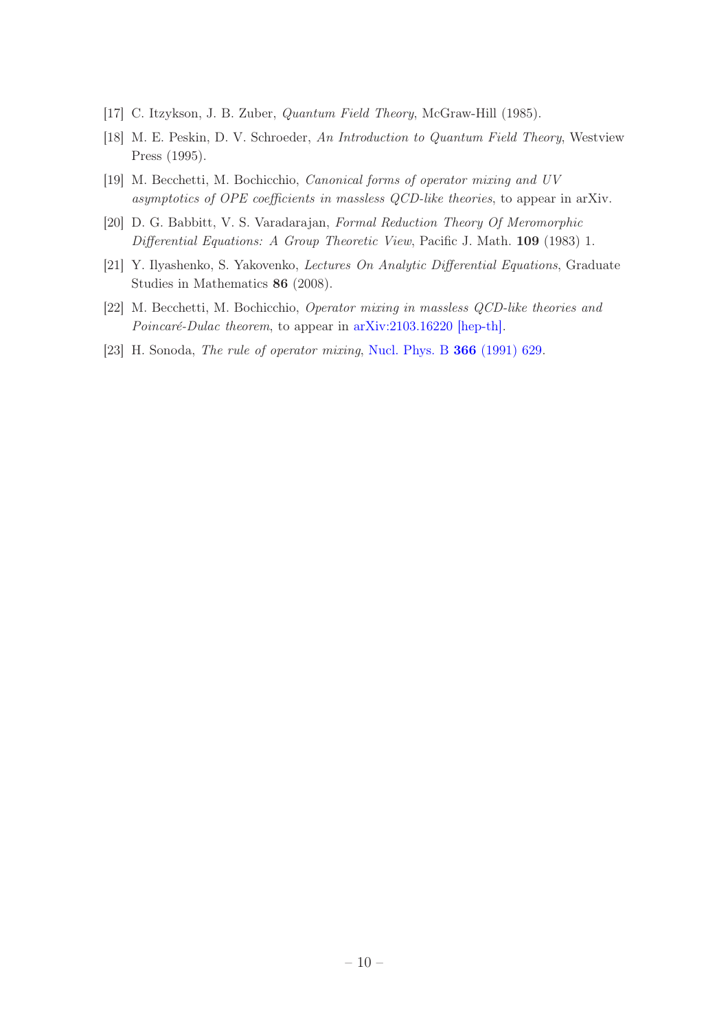[17] C. Itzykson, J. B. Zuber, *Quantum Field Theory*, McGraw-Hill (1985).

[18] M. E. Peskin, D. V. Schroeder, *An Introduction to Quantum Field Theory*, Westview Press (1995).

[19] M. Becchetti, M. Bochicchio, *Canonical forms of operator mixing and UV asymptotics of OPE coefficients in massless QCD-like theories*, to appear in arXiv.

[20] D. G. Babbitt, V. S. Varadarajan, *Formal Reduction Theory Of Meromorphic Differential Equations: A Group Theoretic View*, Pacific J. Math. **109** (1983) 1.

[21] Y. Ilyashenko, S. Yakovenko, *Lectures On Analytic Differential Equations*, Graduate Studies in Mathematics **86** (2008).

[22] M. Becchetti, M. Bochicchio, *Operator mixing in massless QCD-like theories and Poincaré-Dulac theorem*, to appear in arXiv:2103.16220 [hep-th].

[23] H. Sonoda, *The rule of operator mixing*, Nucl. Phys. B **366** (1991) 629.